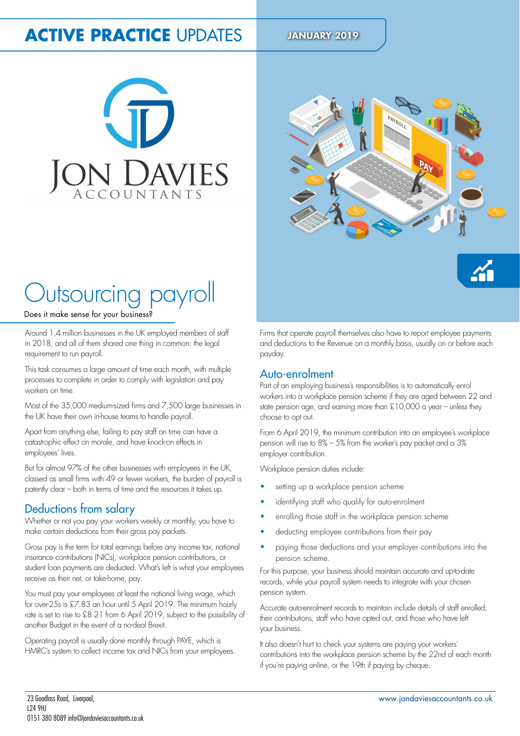ACTIVE PRACTICE UPDATES

JANUARY 2019

JON DAVIES ACCOUNTANTS

# Outsourcing payroll

Does it make sense for your business?

Around 1.4 million businesses in the UK employed members of staff in 2018, and all of them shared one thing in common: the legal requirement to run payroll.

This task consumes a large amount of time each month, with multiple processes to complete in order to comply with legislation and pay workers on time.

Most of the 35,000 medium-sized firms and 7,500 large businesses in the UK have their own in-house teams to handle payroll.

Apart from anything else, failing to pay staff on time can have a catastrophic effect on morale, and have knock-on effects in employees' lives.

But for almost 97% of the other businesses with employees in the UK, classed as small firms with 49 or fewer workers, the burden of payroll is patently clear – both in terms of time and the resources it takes up.

## Deductions from salary

Whether or not you pay your workers weekly or monthly, you have to make certain deductions from their gross pay packets.

Gross pay is the term for total earnings before any income tax, national insurance contributions (NICs), workplace pension contributions, or student loan payments are deducted. What's left is what your employees receive as their net, or take-home, pay.

You must pay your employees at least the national living wage, which for over-25s is £7.83 an hour until 5 April 2019. The minimum hourly rate is set to rise to £8.21 from 6 April 2019, subject to the possibility of another Budget in the event of a no-deal Brexit.

Operating payroll is usually done monthly through PAYE, which is HMRC's system to collect income tax and NICs from your employees.

Firms that operate payroll themselves also have to report employee payments and deductions to the Revenue on a monthly basis, usually on or before each payday.

## Auto-enrolment

Part of an employing business's responsibilities is to automatically enrol workers into a workplace pension scheme if they are aged between 22 and state pension age, and earning more than £10,000 a year – unless they choose to opt out.

From 6 April 2019, the minimum contribution into an employee's workplace pension will rise to 8% – 5% from the worker's pay packet and a 3% employer contribution.

Workplace pension duties include:

- setting up a workplace pension scheme
- identifying staff who qualify for auto-enrolment
- enrolling those staff in the workplace pension scheme
- deducting employee contributions from their pay
- paying those deductions and your employer contributions into the pension scheme.

For this purpose, your business should maintain accurate and up-to-date records, while your payroll system needs to integrate with your chosen pension system.

Accurate auto-enrolment records to maintain include details of staff enrolled, their contributions, staff who have opted out, and those who have left your business.

It also doesn't hurt to check your systems are paying your workers' contributions into the workplace pension scheme by the 22nd of each month if you're paying online, or the 19th if paying by cheque.

23 Goodlass Road, Liverpool,
L24 9HJ
0151 380 8089 info@jondaviesaccountants.co.uk

www.jondaviesaccountants.co.uk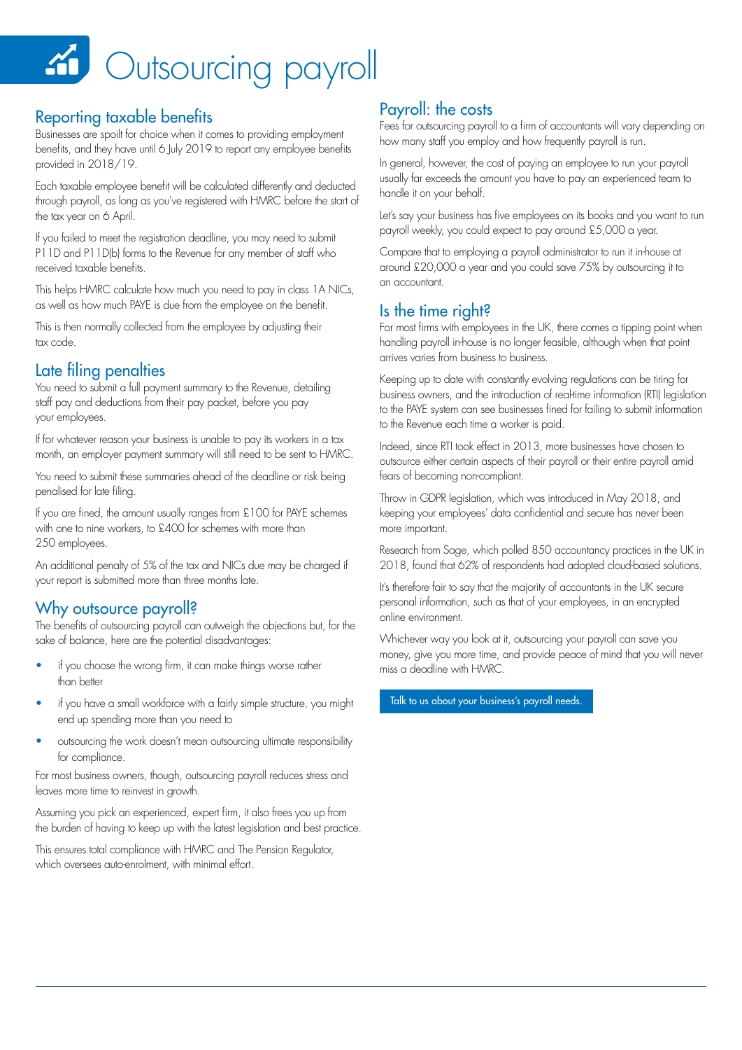# Outsourcing payroll

## Reporting taxable benefits

Businesses are spoilt for choice when it comes to providing employment benefits, and they have until 6 July 2019 to report any employee benefits provided in 2018/19.

Each taxable employee benefit will be calculated differently and deducted through payroll, as long as you've registered with HMRC before the start of the tax year on 6 April.

If you failed to meet the registration deadline, you may need to submit P11D and P11D(b) forms to the Revenue for any member of staff who received taxable benefits.

This helps HMRC calculate how much you need to pay in class 1A NICs, as well as how much PAYE is due from the employee on the benefit.

This is then normally collected from the employee by adjusting their tax code.

## Late filing penalties

You need to submit a full payment summary to the Revenue, detailing staff pay and deductions from their pay packet, before you pay your employees.

If for whatever reason your business is unable to pay its workers in a tax month, an employer payment summary will still need to be sent to HMRC.

You need to submit these summaries ahead of the deadline or risk being penalised for late filing.

If you are fined, the amount usually ranges from £100 for PAYE schemes with one to nine workers, to £400 for schemes with more than 250 employees.

An additional penalty of 5% of the tax and NICs due may be charged if your report is submitted more than three months late.

## Why outsource payroll?

The benefits of outsourcing payroll can outweigh the objections but, for the sake of balance, here are the potential disadvantages:

- if you choose the wrong firm, it can make things worse rather than better
- if you have a small workforce with a fairly simple structure, you might end up spending more than you need to
- outsourcing the work doesn't mean outsourcing ultimate responsibility for compliance.

For most business owners, though, outsourcing payroll reduces stress and leaves more time to reinvest in growth.

Assuming you pick an experienced, expert firm, it also frees you up from the burden of having to keep up with the latest legislation and best practice.

This ensures total compliance with HMRC and The Pension Regulator, which oversees auto-enrolment, with minimal effort.

## Payroll: the costs

Fees for outsourcing payroll to a firm of accountants will vary depending on how many staff you employ and how frequently payroll is run.

In general, however, the cost of paying an employee to run your payroll usually far exceeds the amount you have to pay an experienced team to handle it on your behalf.

Let's say your business has five employees on its books and you want to run payroll weekly, you could expect to pay around £5,000 a year.

Compare that to employing a payroll administrator to run it in-house at around £20,000 a year and you could save 75% by outsourcing it to an accountant.

## Is the time right?

For most firms with employees in the UK, there comes a tipping point when handling payroll in-house is no longer feasible, although when that point arrives varies from business to business.

Keeping up to date with constantly evolving regulations can be tiring for business owners, and the introduction of real-time information (RTI) legislation to the PAYE system can see businesses fined for failing to submit information to the Revenue each time a worker is paid.

Indeed, since RTI took effect in 2013, more businesses have chosen to outsource either certain aspects of their payroll or their entire payroll amid fears of becoming non-compliant.

Throw in GDPR legislation, which was introduced in May 2018, and keeping your employees' data confidential and secure has never been more important.

Research from Sage, which polled 850 accountancy practices in the UK in 2018, found that 62% of respondents had adopted cloud-based solutions.

It's therefore fair to say that the majority of accountants in the UK secure personal information, such as that of your employees, in an encrypted online environment.

Whichever way you look at it, outsourcing your payroll can save you money, give you more time, and provide peace of mind that you will never miss a deadline with HMRC.

Talk to us about your business's payroll needs.